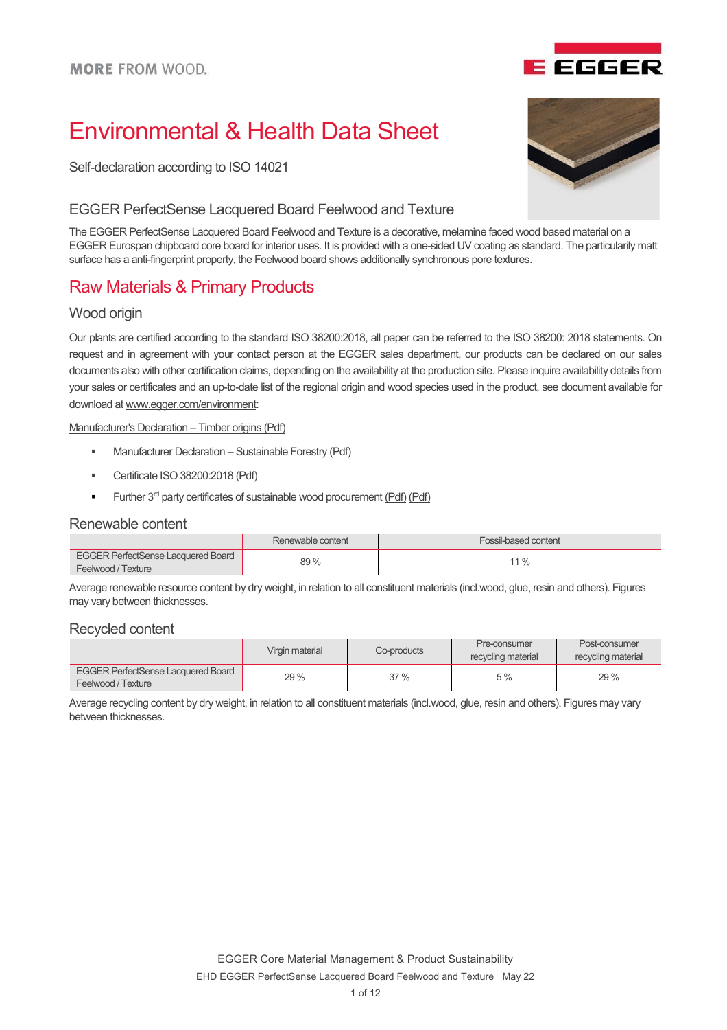MORE FROM WOOD.

# Environmental & Health Data Sheet

Self-declaration according to ISO 14021

## EGGER PerfectSense Lacquered Board Feelwood and Texture

The EGGER PerfectSense Lacquered Board Feelwood and Texture is a decorative, melamine faced wood based material on a EGGER Eurospan chipboard core board for interior uses. It is provided with a one-sided UV coating as standard. The particularly matt surface has a anti-fingerprint property, the Feelwood board shows additionally synchronous pore textures.

## Raw Materials & Primary Products

### Wood origin

Our plants are certified according to the standard ISO 38200:2018, all paper can be referred to the ISO 38200: 2018 statements. On request and in agreement with your contact person at the EGGER sales department, our products can be declared on our sales documents also with other certification claims, depending on the availability at the production site. Please inquire availability details from your sales or certificates and an up-to-date list of the regional origin and wood species used in the product, see document available for download at www.egger.com/environment:

Manufacturer's Declaration – Timber origins (Pdf)

- Manufacturer Declaration – Sustainable Forestry (Pdf)
- Certificate ISO 38200:2018 (Pdf)
- Further 3rd party certificates of sustainable wood procurement (Pdf) (Pdf)

### Renewable content

| | Renewable content | Fossil-based content |
|---|---|---|
| EGGER PerfectSense Lacquered Board Feelwood / Texture | 89 % | 11 % |

Average renewable resource content by dry weight, in relation to all constituent materials (incl.wood, glue, resin and others). Figures may vary between thicknesses.

### Recycled content

| | Virgin material | Co-products | Pre-consumer recycling material | Post-consumer recycling material |
|---|---|---|---|---|
| EGGER PerfectSense Lacquered Board Feelwood / Texture | 29 % | 37 % | 5 % | 29 % |

Average recycling content by dry weight, in relation to all constituent materials (incl.wood, glue, resin and others). Figures may vary between thicknesses.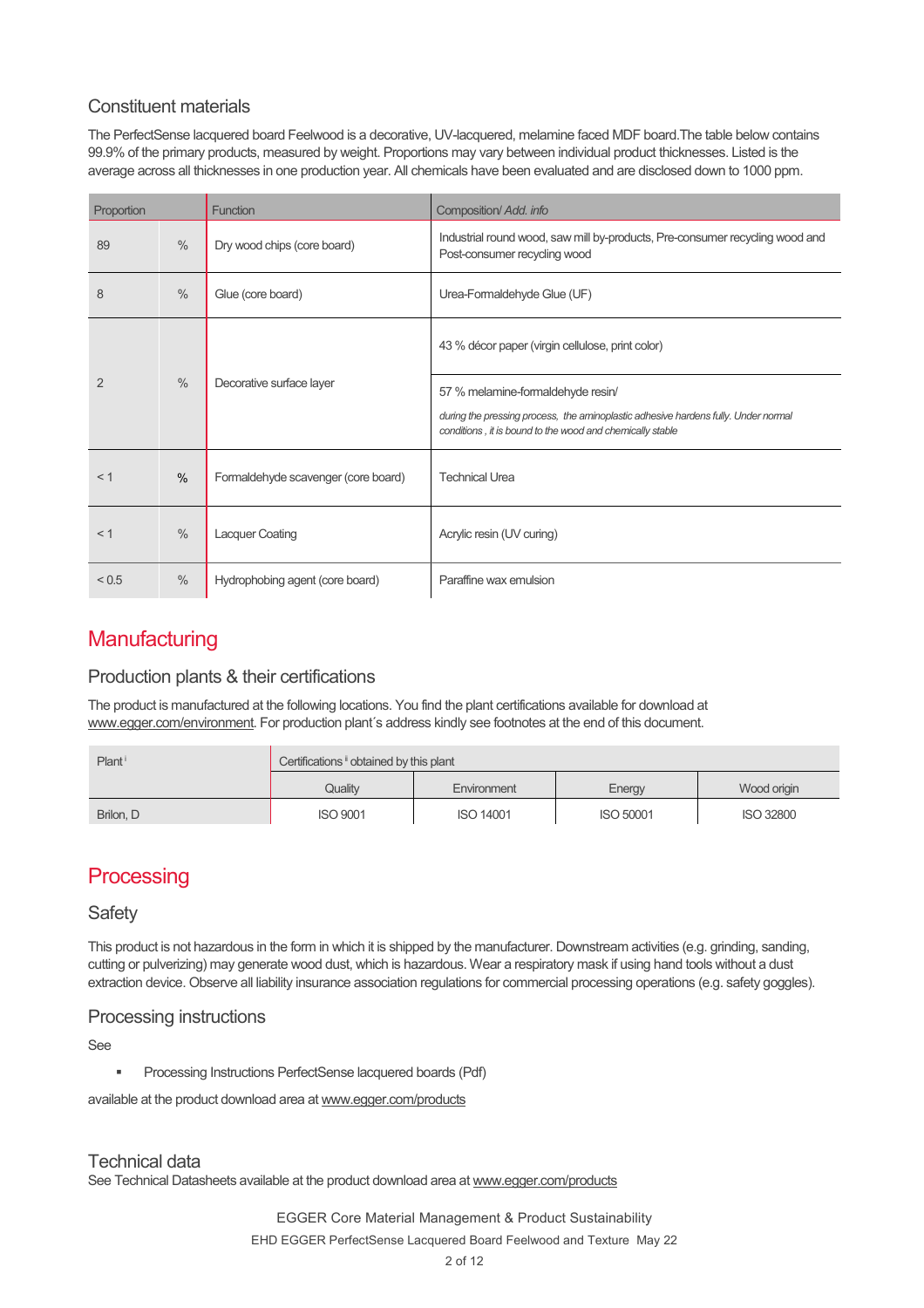## Constituent materials

The PerfectSense lacquered board Feelwood is a decorative, UV-lacquered, melamine faced MDF board.The table below contains 99.9% of the primary products, measured by weight. Proportions may vary between individual product thicknesses. Listed is the average across all thicknesses in one production year. All chemicals have been evaluated and are disclosed down to 1000 ppm.

| Proportion | | Function | Composition/ *Add. info* |
|---|---|---|---|
| 89 | % | Dry wood chips (core board) | Industrial round wood, saw mill by-products, Pre-consumer recycling wood and Post-consumer recycling wood |
| 8 | % | Glue (core board) | Urea-Formaldehyde Glue (UF) |
| 2 | % | Decorative surface layer | 43 % décor paper (virgin cellulose, print color) |
| | | | 57 % melamine-formaldehyde resin/ *during the pressing process, the aminoplastic adhesive hardens fully. Under normal conditions , it is bound to the wood and chemically stable* |
| < 1 | % | Formaldehyde scavenger (core board) | Technical Urea |
| < 1 | % | Lacquer Coating | Acrylic resin (UV curing) |
| < 0.5 | % | Hydrophobing agent (core board) | Paraffine wax emulsion |

# Manufacturing

## Production plants & their certifications

The product is manufactured at the following locations. You find the plant certifications available for download at www.egger.com/environment. For production plant´s address kindly see footnotes at the end of this document.

| Plant[i] | Certifications[ii] obtained by this plant | | | |
|---|---|---|---|---|
| | Quality | Environment | Energy | Wood origin |
| Brilon, D | ISO 9001 | ISO 14001 | ISO 50001 | ISO 32800 |

# Processing

## Safety

This product is not hazardous in the form in which it is shipped by the manufacturer. Downstream activities (e.g. grinding, sanding, cutting or pulverizing) may generate wood dust, which is hazardous. Wear a respiratory mask if using hand tools without a dust extraction device. Observe all liability insurance association regulations for commercial processing operations (e.g. safety goggles).

## Processing instructions

See

- Processing Instructions PerfectSense lacquered boards (Pdf)

available at the product download area at www.egger.com/products

## Technical data

See Technical Datasheets available at the product download area at www.egger.com/products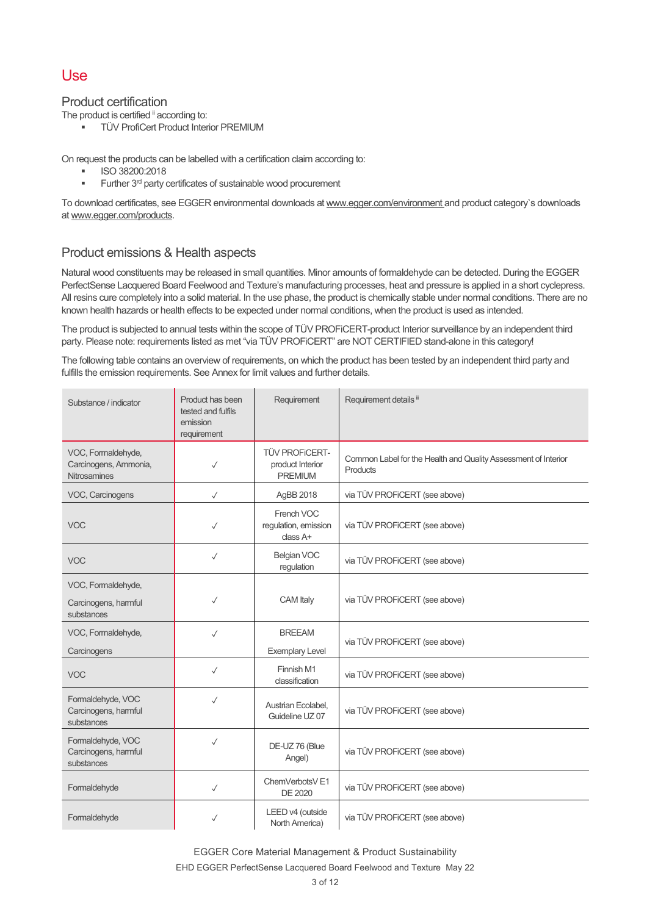# Use

## Product certification

The product is certified [ii] according to:

- TÜV ProfiCert Product Interior PREMIUM

On request the products can be labelled with a certification claim according to:

- ISO 38200:2018
- Further 3rd party certificates of sustainable wood procurement

To download certificates, see EGGER environmental downloads at www.egger.com/environment and product category`s downloads at www.egger.com/products.

## Product emissions & Health aspects

Natural wood constituents may be released in small quantities. Minor amounts of formaldehyde can be detected. During the EGGER PerfectSense Lacquered Board Feelwood and Texture's manufacturing processes, heat and pressure is applied in a short cyclepress. All resins cure completely into a solid material. In the use phase, the product is chemically stable under normal conditions. There are no known health hazards or health effects to be expected under normal conditions, when the product is used as intended.

The product is subjected to annual tests within the scope of TÜV PROFiCERT-product Interior surveillance by an independent third party. Please note: requirements listed as met "via TÜV PROFiCERT" are NOT CERTIFIED stand-alone in this category!

The following table contains an overview of requirements, on which the product has been tested by an independent third party and fulfills the emission requirements. See Annex for limit values and further details.

| Substance / indicator | Product has been tested and fulfils emission requirement | Requirement | Requirement details [ii] |
|---|---|---|---|
| VOC, Formaldehyde, Carcinogens, Ammonia, Nitrosamines | ✓ | TÜV PROFiCERT-product Interior PREMIUM | Common Label for the Health and Quality Assessment of Interior Products |
| VOC, Carcinogens | ✓ | AgBB 2018 | via TÜV PROFiCERT (see above) |
| VOC | ✓ | French VOC regulation, emission class A+ | via TÜV PROFiCERT (see above) |
| VOC | ✓ | Belgian VOC regulation | via TÜV PROFiCERT (see above) |
| VOC, Formaldehyde, Carcinogens, harmful substances | ✓ | CAM Italy | via TÜV PROFiCERT (see above) |
| VOC, Formaldehyde, Carcinogens | ✓ | BREEAM Exemplary Level | via TÜV PROFiCERT (see above) |
| VOC | ✓ | Finnish M1 classification | via TÜV PROFiCERT (see above) |
| Formaldehyde, VOC Carcinogens, harmful substances | ✓ | Austrian Ecolabel, Guideline UZ 07 | via TÜV PROFiCERT (see above) |
| Formaldehyde, VOC Carcinogens, harmful substances | ✓ | DE-UZ 76 (Blue Angel) | via TÜV PROFiCERT (see above) |
| Formaldehyde | ✓ | ChemVerbotsV E1 DE 2020 | via TÜV PROFiCERT (see above) |
| Formaldehyde | ✓ | LEED v4 (outside North America) | via TÜV PROFiCERT (see above) |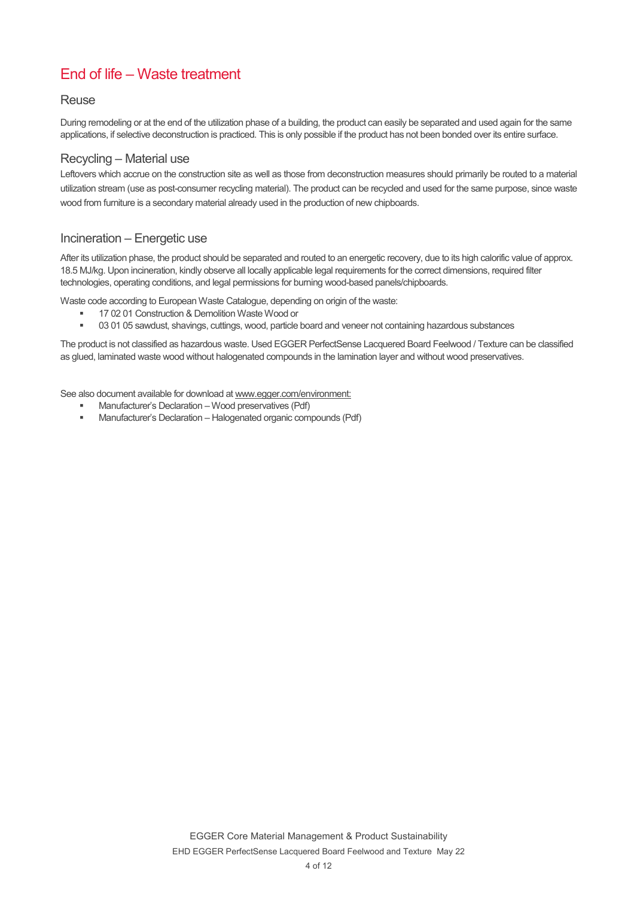# End of life – Waste treatment

## Reuse

During remodeling or at the end of the utilization phase of a building, the product can easily be separated and used again for the same applications, if selective deconstruction is practiced. This is only possible if the product has not been bonded over its entire surface.

## Recycling – Material use

Leftovers which accrue on the construction site as well as those from deconstruction measures should primarily be routed to a material utilization stream (use as post-consumer recycling material). The product can be recycled and used for the same purpose, since waste wood from furniture is a secondary material already used in the production of new chipboards.

## Incineration – Energetic use

After its utilization phase, the product should be separated and routed to an energetic recovery, due to its high calorific value of approx. 18.5 MJ/kg. Upon incineration, kindly observe all locally applicable legal requirements for the correct dimensions, required filter technologies, operating conditions, and legal permissions for burning wood-based panels/chipboards.

Waste code according to European Waste Catalogue, depending on origin of the waste:

- 17 02 01 Construction & Demolition Waste Wood or
- 03 01 05 sawdust, shavings, cuttings, wood, particle board and veneer not containing hazardous substances

The product is not classified as hazardous waste. Used EGGER PerfectSense Lacquered Board Feelwood / Texture can be classified as glued, laminated waste wood without halogenated compounds in the lamination layer and without wood preservatives.

See also document available for download at www.egger.com/environment:

- Manufacturer's Declaration – Wood preservatives (Pdf)
- Manufacturer's Declaration – Halogenated organic compounds (Pdf)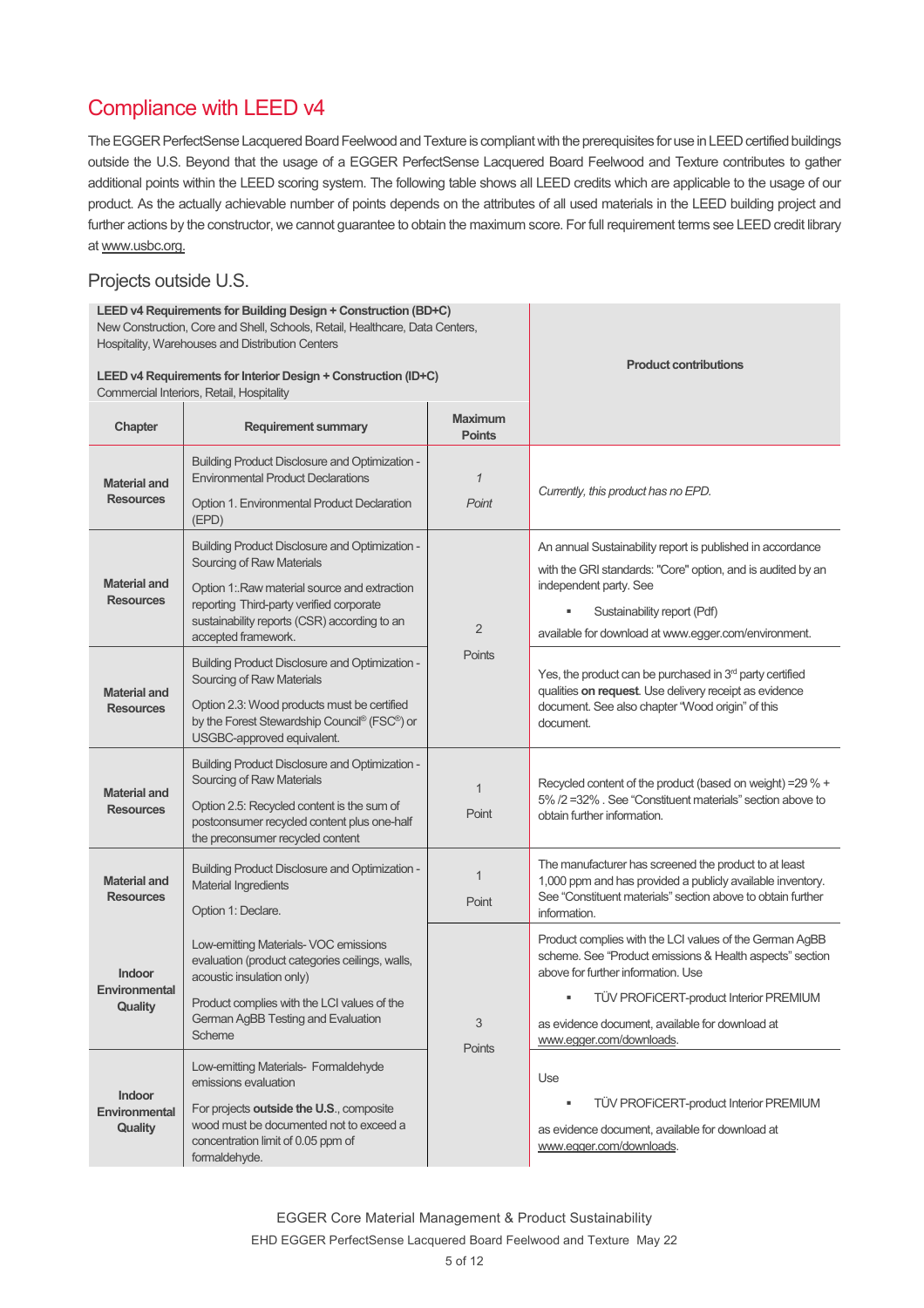## Compliance with LEED v4

The EGGER PerfectSense Lacquered Board Feelwood and Texture is compliant with the prerequisites for use in LEED certified buildings outside the U.S. Beyond that the usage of a EGGER PerfectSense Lacquered Board Feelwood and Texture contributes to gather additional points within the LEED scoring system. The following table shows all LEED credits which are applicable to the usage of our product. As the actually achievable number of points depends on the attributes of all used materials in the LEED building project and further actions by the constructor, we cannot guarantee to obtain the maximum score. For full requirement terms see LEED credit library at www.usbc.org.

### Projects outside U.S.

| **LEED v4 Requirements for Building Design + Construction (BD+C)** New Construction, Core and Shell, Schools, Retail, Healthcare, Data Centers, Hospitality, Warehouses and Distribution Centers<br><br>**LEED v4 Requirements for Interior Design + Construction (ID+C)** Commercial Interiors, Retail, Hospitality | | | **Product contributions** |
|---|---|---|---|
| **Chapter** | **Requirement summary** | **Maximum Points** | |
| **Material and Resources** | Building Product Disclosure and Optimization - Environmental Product Declarations<br><br>Option 1. Environmental Product Declaration (EPD) | *1 Point* | *Currently, this product has no EPD.* |
| **Material and Resources** | Building Product Disclosure and Optimization - Sourcing of Raw Materials<br><br>Option 1:.Raw material source and extraction reporting Third-party verified corporate sustainability reports (CSR) according to an accepted framework. | 2 Points | An annual Sustainability report is published in accordance with the GRI standards: "Core" option, and is audited by an independent party. See<br>▪ Sustainability report (Pdf)<br>available for download at www.egger.com/environment. |
| **Material and Resources** | Building Product Disclosure and Optimization - Sourcing of Raw Materials<br><br>Option 2.3: Wood products must be certified by the Forest Stewardship Council® (FSC®) or USGBC-approved equivalent. | | Yes, the product can be purchased in 3rd party certified qualities **on request**. Use delivery receipt as evidence document. See also chapter "Wood origin" of this document. |
| **Material and Resources** | Building Product Disclosure and Optimization - Sourcing of Raw Materials<br><br>Option 2.5: Recycled content is the sum of postconsumer recycled content plus one-half the preconsumer recycled content | 1 Point | Recycled content of the product (based on weight) =29 % + 5% /2 =32% . See "Constituent materials" section above to obtain further information. |
| **Material and Resources** | Building Product Disclosure and Optimization - Material Ingredients<br><br>Option 1: Declare. | 1 Point | The manufacturer has screened the product to at least 1,000 ppm and has provided a publicly available inventory. See "Constituent materials" section above to obtain further information. |
| **Indoor Environmental Quality** | Low-emitting Materials- VOC emissions evaluation (product categories ceilings, walls, acoustic insulation only)<br><br>Product complies with the LCI values of the German AgBB Testing and Evaluation Scheme | 3 Points | Product complies with the LCI values of the German AgBB scheme. See "Product emissions & Health aspects" section above for further information. Use<br>▪ TÜV PROFiCERT-product Interior PREMIUM<br>as evidence document, available for download at www.egger.com/downloads. |
| **Indoor Environmental Quality** | Low-emitting Materials- Formaldehyde emissions evaluation<br><br>For projects **outside the U.S.**, composite wood must be documented not to exceed a concentration limit of 0.05 ppm of formaldehyde. | | Use<br>▪ TÜV PROFiCERT-product Interior PREMIUM<br>as evidence document, available for download at www.egger.com/downloads. |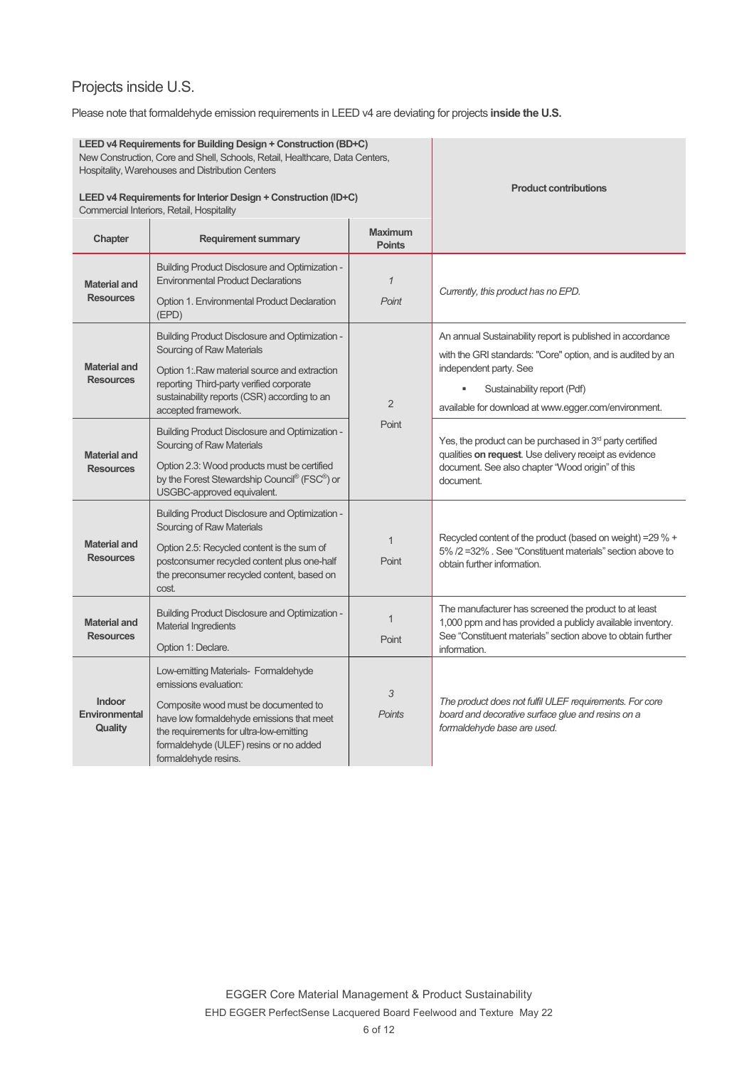## Projects inside U.S.

Please note that formaldehyde emission requirements in LEED v4 are deviating for projects **inside the U.S.**

| **LEED v4 Requirements for Building Design + Construction (BD+C)** New Construction, Core and Shell, Schools, Retail, Healthcare, Data Centers, Hospitality, Warehouses and Distribution Centers<br><br>**LEED v4 Requirements for Interior Design + Construction (ID+C)** Commercial Interiors, Retail, Hospitality | | | **Product contributions** |
|---|---|---|---|
| **Chapter** | **Requirement summary** | **Maximum Points** | |
| **Material and Resources** | Building Product Disclosure and Optimization - Environmental Product Declarations<br><br>Option 1. Environmental Product Declaration (EPD) | *1 Point* | *Currently, this product has no EPD.* |
| **Material and Resources** | Building Product Disclosure and Optimization - Sourcing of Raw Materials<br><br>Option 1:.Raw material source and extraction reporting Third-party verified corporate sustainability reports (CSR) according to an accepted framework. | 2 Point | An annual Sustainability report is published in accordance with the GRI standards: "Core" option, and is audited by an independent party. See<br>▪ Sustainability report (Pdf)<br>available for download at www.egger.com/environment. |
| **Material and Resources** | Building Product Disclosure and Optimization - Sourcing of Raw Materials<br><br>Option 2.3: Wood products must be certified by the Forest Stewardship Council® (FSC®) or USGBC-approved equivalent. | | Yes, the product can be purchased in 3rd party certified qualities **on request**. Use delivery receipt as evidence document. See also chapter "Wood origin" of this document. |
| **Material and Resources** | Building Product Disclosure and Optimization - Sourcing of Raw Materials<br><br>Option 2.5: Recycled content is the sum of postconsumer recycled content plus one-half the preconsumer recycled content, based on cost. | 1 Point | Recycled content of the product (based on weight) =29 % + 5% /2 =32% . See "Constituent materials" section above to obtain further information. |
| **Material and Resources** | Building Product Disclosure and Optimization - Material Ingredients<br><br>Option 1: Declare. | 1 Point | The manufacturer has screened the product to at least 1,000 ppm and has provided a publicly available inventory. See "Constituent materials" section above to obtain further information. |
| **Indoor Environmental Quality** | Low-emitting Materials- Formaldehyde emissions evaluation:<br><br>Composite wood must be documented to have low formaldehyde emissions that meet the requirements for ultra-low-emitting formaldehyde (ULEF) resins or no added formaldehyde resins. | *3 Points* | *The product does not fulfil ULEF requirements. For core board and decorative surface glue and resins on a formaldehyde base are used.* |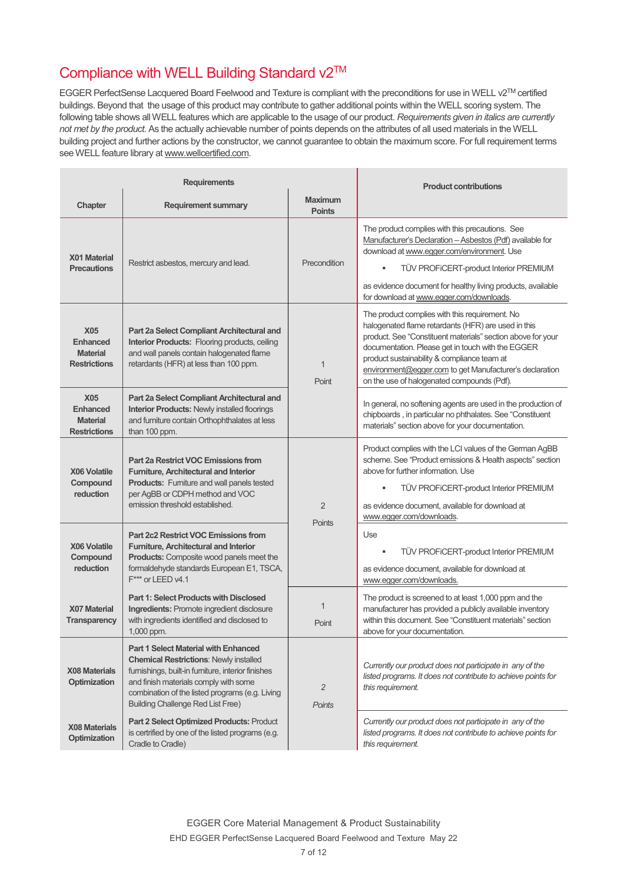## Compliance with WELL Building Standard v2TM

EGGER PerfectSense Lacquered Board Feelwood and Texture is compliant with the preconditions for use in WELL v2TM certified buildings. Beyond that the usage of this product may contribute to gather additional points within the WELL scoring system. The following table shows all WELL features which are applicable to the usage of our product. *Requirements given in italics are currently not met by the product.* As the actually achievable number of points depends on the attributes of all used materials in the WELL building project and further actions by the constructor, we cannot guarantee to obtain the maximum score. For full requirement terms see WELL feature library at www.wellcertified.com.

| Requirements | | | Product contributions |
|---|---|---|---|
| **Chapter** | **Requirement summary** | **Maximum Points** | |
| **X01 Material Precautions** | Restrict asbestos, mercury and lead. | Precondition | The product complies with this precautions. See Manufacturer's Declaration – Asbestos (Pdf) available for download at www.egger.com/environment. Use<br>▪ TÜV PROFiCERT-product Interior PREMIUM<br>as evidence document for healthy living products, available for download at www.egger.com/downloads. |
| **X05 Enhanced Material Restrictions** | **Part 2a Select Compliant Architectural and Interior Products:** Flooring products, ceiling and wall panels contain halogenated flame retardants (HFR) at less than 100 ppm. | 1 Point | The product complies with this requirement. No halogenated flame retardants (HFR) are used in this product. See "Constituent materials" section above for your documentation. Please get in touch with the EGGER product sustainability & compliance team at environment@egger.com to get Manufacturer's declaration on the use of halogenated compounds (Pdf). |
| **X05 Enhanced Material Restrictions** | **Part 2a Select Compliant Architectural and Interior Products:** Newly installed floorings and furniture contain Orthophthalates at less than 100 ppm. | | In general, no softening agents are used in the production of chipboards , in particular no phthalates. See "Constituent materials" section above for your documentation. |
| **X06 Volatile Compound reduction** | **Part 2a Restrict VOC Emissions from Furniture, Architectural and Interior Products:** Furniture and wall panels tested per AgBB or CDPH method and VOC emission threshold established. | 2 Points | Product complies with the LCI values of the German AgBB scheme. See "Product emissions & Health aspects" section above for further information. Use<br>▪ TÜV PROFiCERT-product Interior PREMIUM<br>as evidence document, available for download at www.egger.com/downloads. |
| **X06 Volatile Compound reduction** | **Part 2c2 Restrict VOC Emissions from Furniture, Architectural and Interior Products:** Composite wood panels meet the formaldehyde standards European E1, TSCA, F*** or LEED v4.1 | | Use<br>▪ TÜV PROFiCERT-product Interior PREMIUM<br>as evidence document, available for download at www.egger.com/downloads. |
| **X07 Material Transparency** | **Part 1: Select Products with Disclosed Ingredients:** Promote ingredient disclosure with ingredients identified and disclosed to 1,000 ppm. | 1 Point | The product is screened to at least 1,000 ppm and the manufacturer has provided a publicly available inventory within this document. See "Constituent materials" section above for your documentation. |
| **X08 Materials Optimization** | ***Part 1 Select Material with Enhanced Chemical Restrictions**: Newly installed furnishings, built-in furniture, interior finishes and finish materials comply with some combination of the listed programs (e.g. Living Building Challenge Red List Free)* | *2 Points* | *Currently our product does not participate in any of the listed programs. It does not contribute to achieve points for this requirement.* |
| **X08 Materials Optimization** | ***Part 2 Select Optimized Products:** Product is certified by one of the listed programs (e.g. Cradle to Cradle)* | | *Currently our product does not participate in any of the listed programs. It does not contribute to achieve points for this requirement.* |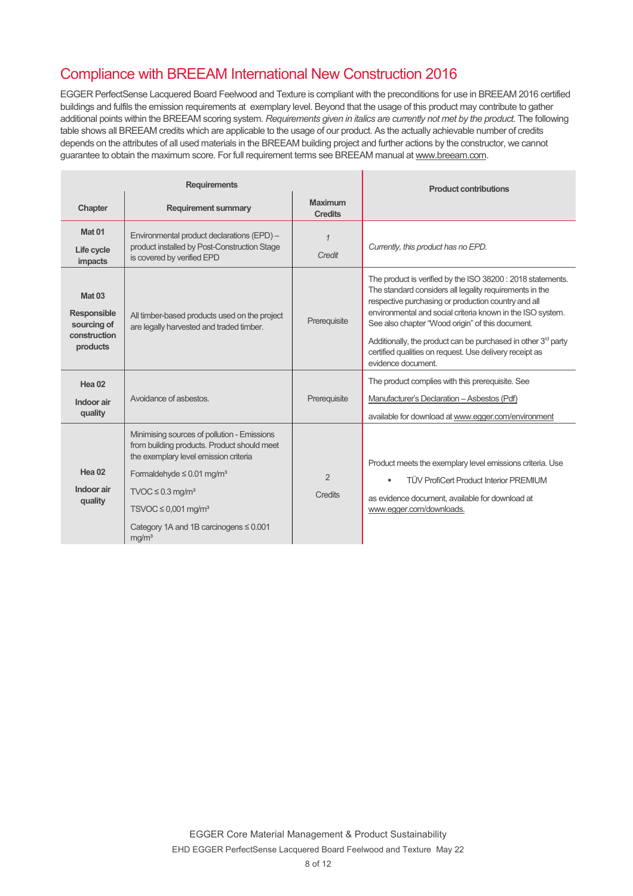## Compliance with BREEAM International New Construction 2016

EGGER PerfectSense Lacquered Board Feelwood and Texture is compliant with the preconditions for use in BREEAM 2016 certified buildings and fulfils the emission requirements at exemplary level. Beyond that the usage of this product may contribute to gather additional points within the BREEAM scoring system. *Requirements given in italics are currently not met by the product.* The following table shows all BREEAM credits which are applicable to the usage of our product. As the actually achievable number of credits depends on the attributes of all used materials in the BREEAM building project and further actions by the constructor, we cannot guarantee to obtain the maximum score. For full requirement terms see BREEAM manual at www.breeam.com.

| Requirements | | | Product contributions |
|---|---|---|---|
| **Chapter** | **Requirement summary** | **Maximum Credits** | |
| **Mat 01** **Life cycle impacts** | Environmental product declarations (EPD) – product installed by Post-Construction Stage is covered by verified EPD | *1 Credit* | *Currently, this product has no EPD.* |
| **Mat 03** **Responsible sourcing of construction products** | All timber-based products used on the project are legally harvested and traded timber. | Prerequisite | The product is verified by the ISO 38200 : 2018 statements. The standard considers all legality requirements in the respective purchasing or production country and all environmental and social criteria known in the ISO system. See also chapter "Wood origin" of this document. Additionally, the product can be purchased in other 3rd party certified qualities on request. Use delivery receipt as evidence document. |
| **Hea 02** **Indoor air quality** | Avoidance of asbestos. | Prerequisite | The product complies with this prerequisite. See Manufacturer's Declaration – Asbestos (Pdf) available for download at www.egger.com/environment |
| **Hea 02** **Indoor air quality** | Minimising sources of pollution - Emissions from building products. Product should meet the exemplary level emission criteria Formaldehyde ≤ 0.01 mg/m³ TVOC ≤ 0.3 mg/m³ TSVOC ≤ 0,001 mg/m³ Category 1A and 1B carcinogens ≤ 0.001 mg/m³ | 2 Credits | Product meets the exemplary level emissions criteria. Use <br>▪ TÜV ProfiCert Product Interior PREMIUM <br>as evidence document, available for download at www.egger.com/downloads. |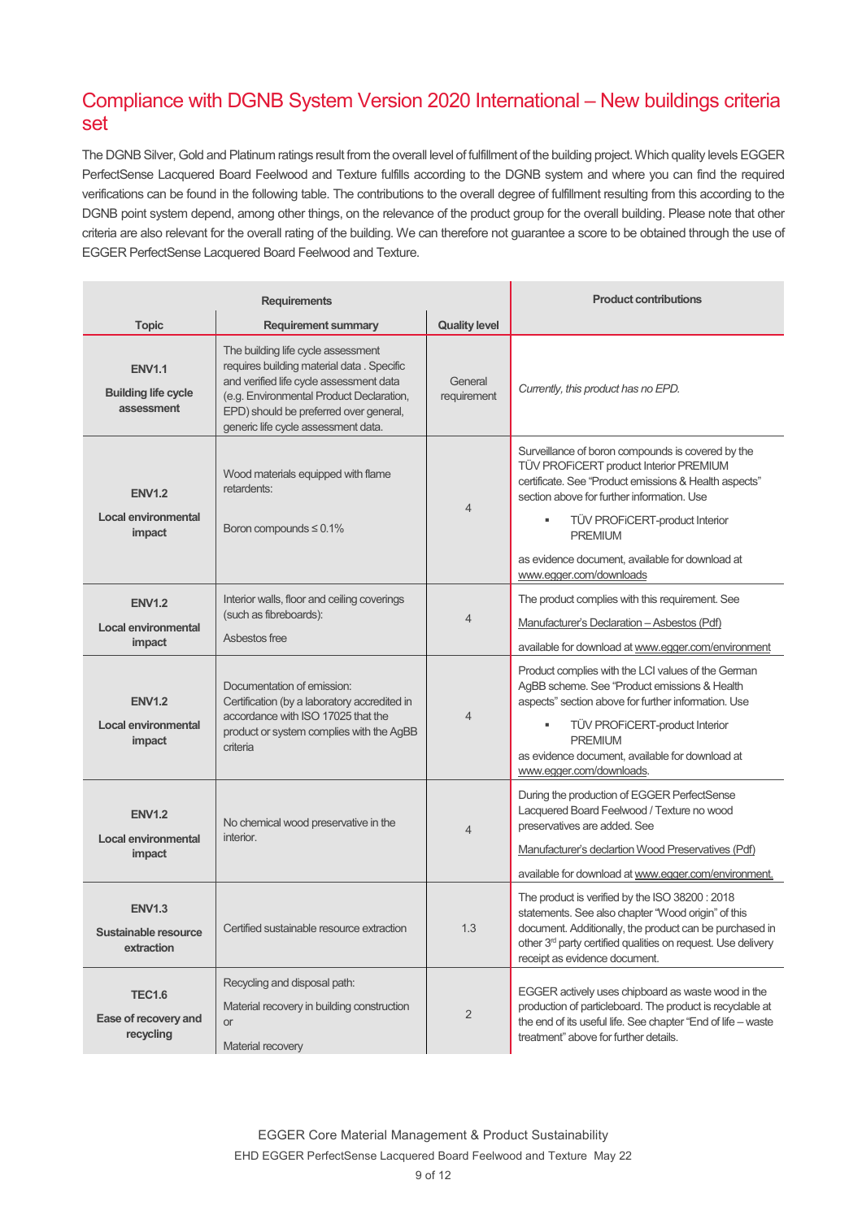## Compliance with DGNB System Version 2020 International – New buildings criteria set

The DGNB Silver, Gold and Platinum ratings result from the overall level of fulfillment of the building project. Which quality levels EGGER PerfectSense Lacquered Board Feelwood and Texture fulfills according to the DGNB system and where you can find the required verifications can be found in the following table. The contributions to the overall degree of fulfillment resulting from this according to the DGNB point system depend, among other things, on the relevance of the product group for the overall building. Please note that other criteria are also relevant for the overall rating of the building. We can therefore not guarantee a score to be obtained through the use of EGGER PerfectSense Lacquered Board Feelwood and Texture.

| Requirements | | | Product contributions |
|---|---|---|---|
| **Topic** | **Requirement summary** | **Quality level** | |
| **ENV1.1**<br>**Building life cycle assessment** | The building life cycle assessment requires building material data . Specific and verified life cycle assessment data (e.g. Environmental Product Declaration, EPD) should be preferred over general, generic life cycle assessment data. | General requirement | *Currently, this product has no EPD.* |
| **ENV1.2**<br>**Local environmental impact** | Wood materials equipped with flame retardents:<br><br>Boron compounds ≤ 0.1% | 4 | Surveillance of boron compounds is covered by the TÜV PROFiCERT product Interior PREMIUM certificate. See "Product emissions & Health aspects" section above for further information. Use<br>▪ TÜV PROFiCERT-product Interior PREMIUM<br><br>as evidence document, available for download at www.egger.com/downloads |
| **ENV1.2**<br>**Local environmental impact** | Interior walls, floor and ceiling coverings (such as fibreboards):<br>Asbestos free | 4 | The product complies with this requirement. See<br>Manufacturer's Declaration – Asbestos (Pdf)<br>available for download at www.egger.com/environment |
| **ENV1.2**<br>**Local environmental impact** | Documentation of emission: Certification (by a laboratory accredited in accordance with ISO 17025 that the product or system complies with the AgBB criteria | 4 | Product complies with the LCI values of the German AgBB scheme. See "Product emissions & Health aspects" section above for further information. Use<br>▪ TÜV PROFiCERT-product Interior PREMIUM<br>as evidence document, available for download at www.egger.com/downloads. |
| **ENV1.2**<br>**Local environmental impact** | No chemical wood preservative in the interior. | 4 | During the production of EGGER PerfectSense Lacquered Board Feelwood / Texture no wood preservatives are added. See<br>Manufacturer's declartion Wood Preservatives (Pdf)<br>available for download at www.egger.com/environment. |
| **ENV1.3**<br>**Sustainable resource extraction** | Certified sustainable resource extraction | 1.3 | The product is verified by the ISO 38200 : 2018 statements. See also chapter "Wood origin" of this document. Additionally, the product can be purchased in other 3rd party certified qualities on request. Use delivery receipt as evidence document. |
| **TEC1.6**<br>**Ease of recovery and recycling** | Recycling and disposal path:<br>Material recovery in building construction<br>or<br>Material recovery | 2 | EGGER actively uses chipboard as waste wood in the production of particleboard. The product is recyclable at the end of its useful life. See chapter "End of life – waste treatment" above for further details. |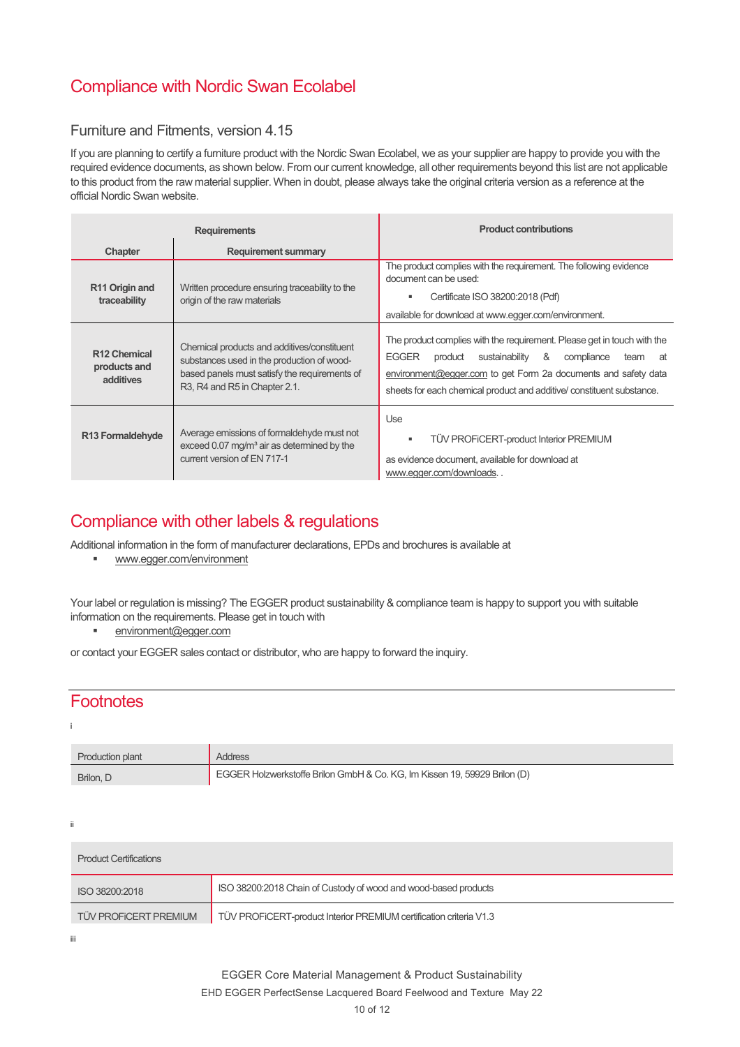# Compliance with Nordic Swan Ecolabel

## Furniture and Fitments, version 4.15

If you are planning to certify a furniture product with the Nordic Swan Ecolabel, we as your supplier are happy to provide you with the required evidence documents, as shown below. From our current knowledge, all other requirements beyond this list are not applicable to this product from the raw material supplier. When in doubt, please always take the original criteria version as a reference at the official Nordic Swan website.

| Requirements | | Product contributions |
|---|---|---|
| **Chapter** | **Requirement summary** | |
| **R11 Origin and traceability** | Written procedure ensuring traceability to the origin of the raw materials | The product complies with the requirement. The following evidence document can be used:<br>▪ Certificate ISO 38200:2018 (Pdf)<br>available for download at www.egger.com/environment. |
| **R12 Chemical products and additives** | Chemical products and additives/constituent substances used in the production of wood-based panels must satisfy the requirements of R3, R4 and R5 in Chapter 2.1. | The product complies with the requirement. Please get in touch with the EGGER product sustainability & compliance team at environment@egger.com to get Form 2a documents and safety data sheets for each chemical product and additive/ constituent substance. |
| **R13 Formaldehyde** | Average emissions of formaldehyde must not exceed 0.07 mg/m³ air as determined by the current version of EN 717-1 | Use<br>▪ TÜV PROFiCERT-product Interior PREMIUM<br>as evidence document, available for download at www.egger.com/downloads. . |

# Compliance with other labels & regulations

Additional information in the form of manufacturer declarations, EPDs and brochures is available at

- www.egger.com/environment

Your label or regulation is missing? The EGGER product sustainability & compliance team is happy to support you with suitable information on the requirements. Please get in touch with

- environment@egger.com

or contact your EGGER sales contact or distributor, who are happy to forward the inquiry.

# Footnotes

i

| Production plant | Address |
|---|---|
| Brilon, D | EGGER Holzwerkstoffe Brilon GmbH & Co. KG, Im Kissen 19, 59929 Brilon (D) |

ii

| Product Certifications | |
|---|---|
| ISO 38200:2018 | ISO 38200:2018 Chain of Custody of wood and wood-based products |
| TÜV PROFiCERT PREMIUM | TÜV PROFiCERT-product Interior PREMIUM certification criteria V1.3 |

iii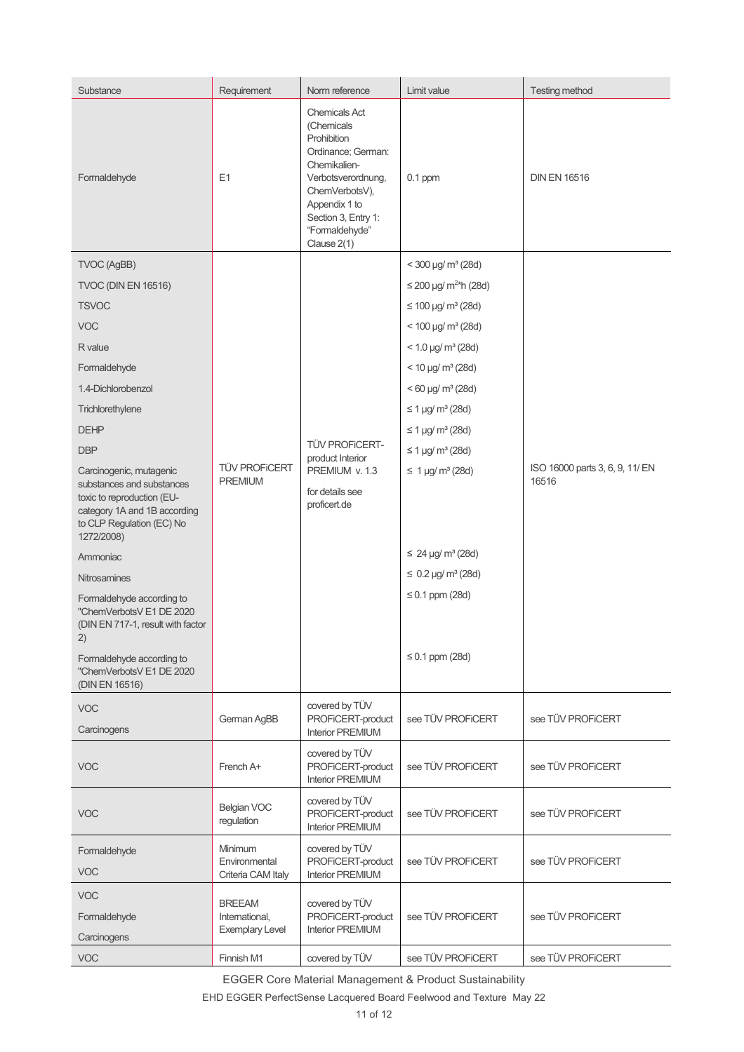| Substance | Requirement | Norm reference | Limit value | Testing method |
|---|---|---|---|---|
| Formaldehyde | E1 | Chemicals Act (Chemicals Prohibition Ordinance; German: Chemikalien-Verbotsverordnung, ChemVerbotsV), Appendix 1 to Section 3, Entry 1: "Formaldehyde" Clause 2(1) | 0.1 ppm | DIN EN 16516 |
| TVOC (AgBB) | TÜV PROFiCERT PREMIUM | TÜV PROFiCERT-product Interior PREMIUM v. 1.3 for details see proficert.de | < 300 µg/ m³ (28d) | ISO 16000 parts 3, 6, 9, 11/ EN 16516 |
| TVOC (DIN EN 16516) | | | ≤ 200 µg/ m²*h (28d) | |
| TSVOC | | | ≤ 100 µg/ m³ (28d) | |
| VOC | | | < 100 µg/ m³ (28d) | |
| R value | | | < 1.0 µg/ m³ (28d) | |
| Formaldehyde | | | < 10 µg/ m³ (28d) | |
| 1.4-Dichlorobenzol | | | < 60 µg/ m³ (28d) | |
| Trichlorethylene | | | ≤ 1 µg/ m³ (28d) | |
| DEHP | | | ≤ 1 µg/ m³ (28d) | |
| DBP | | | ≤ 1 µg/ m³ (28d) | |
| Carcinogenic, mutagenic substances and substances toxic to reproduction (EU-category 1A and 1B according to CLP Regulation (EC) No 1272/2008) | | | ≤ 1 µg/ m³ (28d) | |
| Ammoniac | | | ≤ 24 µg/ m³ (28d) | |
| Nitrosamines | | | ≤ 0.2 µg/ m³ (28d) | |
| Formaldehyde according to "ChemVerbotsV E1 DE 2020 (DIN EN 717-1, result with factor 2) | | | ≤ 0.1 ppm (28d) | |
| Formaldehyde according to "ChemVerbotsV E1 DE 2020 (DIN EN 16516) | | | ≤ 0.1 ppm (28d) | |
| VOC<br>Carcinogens | German AgBB | covered by TÜV PROFiCERT-product Interior PREMIUM | see TÜV PROFiCERT | see TÜV PROFiCERT |
| VOC | French A+ | covered by TÜV PROFiCERT-product Interior PREMIUM | see TÜV PROFiCERT | see TÜV PROFiCERT |
| VOC | Belgian VOC regulation | covered by TÜV PROFiCERT-product Interior PREMIUM | see TÜV PROFiCERT | see TÜV PROFiCERT |
| Formaldehyde<br>VOC | Minimum Environmental Criteria CAM Italy | covered by TÜV PROFiCERT-product Interior PREMIUM | see TÜV PROFiCERT | see TÜV PROFiCERT |
| VOC<br>Formaldehyde<br>Carcinogens | BREEAM International, Exemplary Level | covered by TÜV PROFiCERT-product Interior PREMIUM | see TÜV PROFiCERT | see TÜV PROFiCERT |
| VOC | Finnish M1 | covered by TÜV | see TÜV PROFiCERT | see TÜV PROFiCERT |

EGGER Core Material Management & Product Sustainability

EHD EGGER PerfectSense Lacquered Board Feelwood and Texture May 22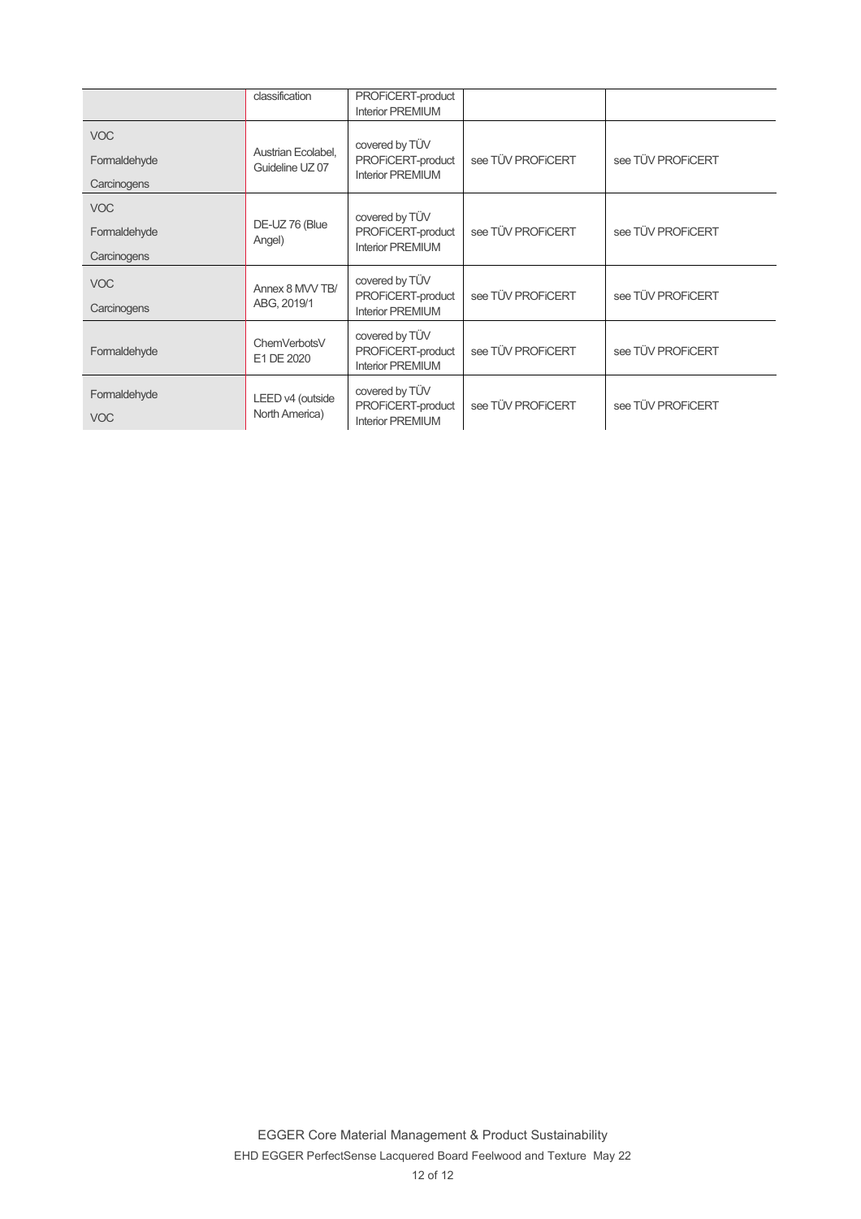| | | | | |
|---|---|---|---|---|
| | classification | PROFiCERT-product Interior PREMIUM | | |
| VOC<br>Formaldehyde<br>Carcinogens | Austrian Ecolabel, Guideline UZ 07 | covered by TÜV PROFiCERT-product Interior PREMIUM | see TÜV PROFiCERT | see TÜV PROFiCERT |
| VOC<br>Formaldehyde<br>Carcinogens | DE-UZ 76 (Blue Angel) | covered by TÜV PROFiCERT-product Interior PREMIUM | see TÜV PROFiCERT | see TÜV PROFiCERT |
| VOC<br>Carcinogens | Annex 8 MVV TB/ ABG, 2019/1 | covered by TÜV PROFiCERT-product Interior PREMIUM | see TÜV PROFiCERT | see TÜV PROFiCERT |
| Formaldehyde | ChemVerbotsV E1 DE 2020 | covered by TÜV PROFiCERT-product Interior PREMIUM | see TÜV PROFiCERT | see TÜV PROFiCERT |
| Formaldehyde<br>VOC | LEED v4 (outside North America) | covered by TÜV PROFiCERT-product Interior PREMIUM | see TÜV PROFiCERT | see TÜV PROFiCERT |